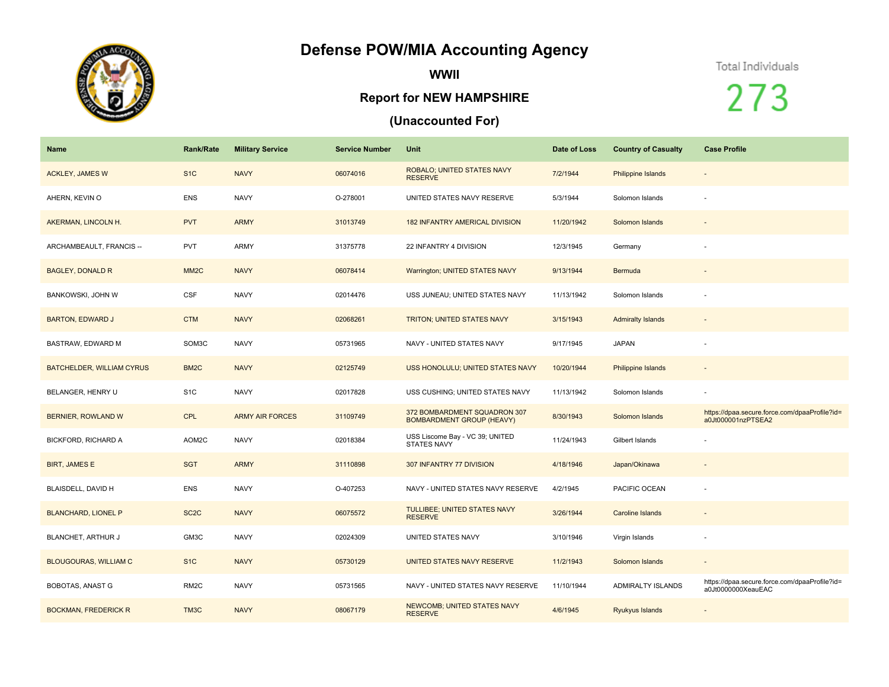# Defense POW/MIA Accounting Agency

## WWII

### Report for NEW HAMPSHIRE

### (Unaccounted For)

Total Individuals

273

| Name | Rank/Rate | Military Service | Service Number | Unit | Date of Loss | Country of Casualty | Case Profile |
|---|---|---|---|---|---|---|---|
| ACKLEY, JAMES W | S1C | NAVY | 06074016 | ROBALO; UNITED STATES NAVY RESERVE | 7/2/1944 | Philippine Islands | - |
| AHERN, KEVIN O | ENS | NAVY | O-278001 | UNITED STATES NAVY RESERVE | 5/3/1944 | Solomon Islands | - |
| AKERMAN, LINCOLN H. | PVT | ARMY | 31013749 | 182 INFANTRY AMERICAL DIVISION | 11/20/1942 | Solomon Islands | - |
| ARCHAMBEAULT, FRANCIS -- | PVT | ARMY | 31375778 | 22 INFANTRY 4 DIVISION | 12/3/1945 | Germany | - |
| BAGLEY, DONALD R | MM2C | NAVY | 06078414 | Warrington; UNITED STATES NAVY | 9/13/1944 | Bermuda | - |
| BANKOWSKI, JOHN W | CSF | NAVY | 02014476 | USS JUNEAU; UNITED STATES NAVY | 11/13/1942 | Solomon Islands | - |
| BARTON, EDWARD J | CTM | NAVY | 02068261 | TRITON; UNITED STATES NAVY | 3/15/1943 | Admiralty Islands | - |
| BASTRAW, EDWARD M | SOM3C | NAVY | 05731965 | NAVY - UNITED STATES NAVY | 9/17/1945 | JAPAN | - |
| BATCHELDER, WILLIAM CYRUS | BM2C | NAVY | 02125749 | USS HONOLULU; UNITED STATES NAVY | 10/20/1944 | Philippine Islands | - |
| BELANGER, HENRY U | S1C | NAVY | 02017828 | USS CUSHING; UNITED STATES NAVY | 11/13/1942 | Solomon Islands | - |
| BERNIER, ROWLAND W | CPL | ARMY AIR FORCES | 31109749 | 372 BOMBARDMENT SQUADRON 307 BOMBARDMENT GROUP (HEAVY) | 8/30/1943 | Solomon Islands | https://dpaa.secure.force.com/dpaaProfile?id=a0Jt000001nzPTSEA2 |
| BICKFORD, RICHARD A | AOM2C | NAVY | 02018384 | USS Liscome Bay - VC 39; UNITED STATES NAVY | 11/24/1943 | Gilbert Islands | - |
| BIRT, JAMES E | SGT | ARMY | 31110898 | 307 INFANTRY 77 DIVISION | 4/18/1946 | Japan/Okinawa | - |
| BLAISDELL, DAVID H | ENS | NAVY | O-407253 | NAVY - UNITED STATES NAVY RESERVE | 4/2/1945 | PACIFIC OCEAN | - |
| BLANCHARD, LIONEL P | SC2C | NAVY | 06075572 | TULLIBEE; UNITED STATES NAVY RESERVE | 3/26/1944 | Caroline Islands | - |
| BLANCHET, ARTHUR J | GM3C | NAVY | 02024309 | UNITED STATES NAVY | 3/10/1946 | Virgin Islands | - |
| BLOUGOURAS, WILLIAM C | S1C | NAVY | 05730129 | UNITED STATES NAVY RESERVE | 11/2/1943 | Solomon Islands | - |
| BOBOTAS, ANAST G | RM2C | NAVY | 05731565 | NAVY - UNITED STATES NAVY RESERVE | 11/10/1944 | ADMIRALTY ISLANDS | https://dpaa.secure.force.com/dpaaProfile?id=a0Jt0000000XeauEAC |
| BOCKMAN, FREDERICK R | TM3C | NAVY | 08067179 | NEWCOMB; UNITED STATES NAVY RESERVE | 4/6/1945 | Ryukyus Islands | - |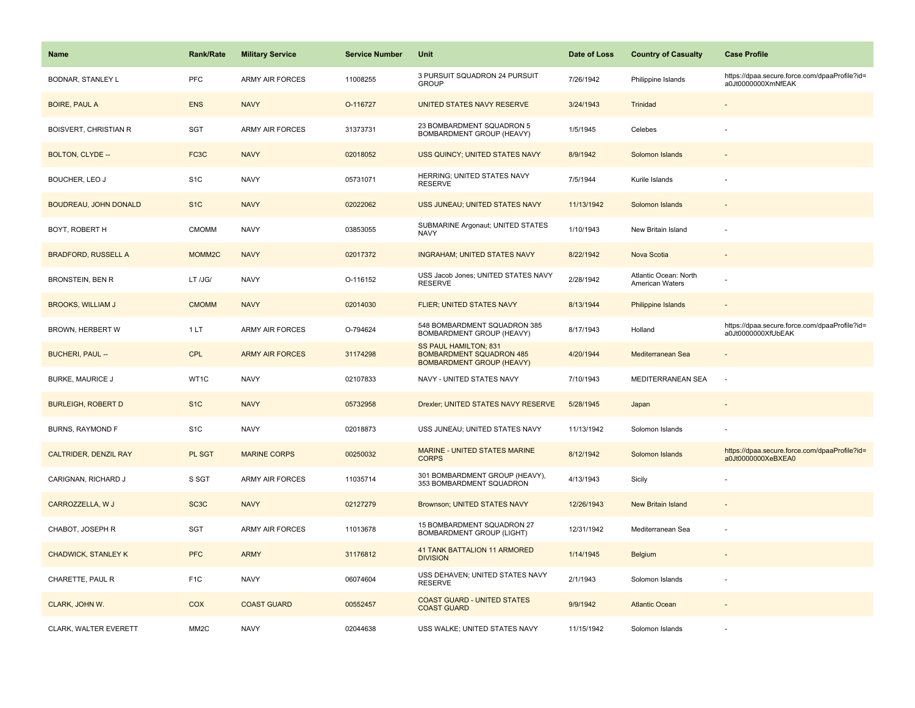| Name | Rank/Rate | Military Service | Service Number | Unit | Date of Loss | Country of Casualty | Case Profile |
|---|---|---|---|---|---|---|---|
| BODNAR, STANLEY L | PFC | ARMY AIR FORCES | 11008255 | 3 PURSUIT SQUADRON 24 PURSUIT GROUP | 7/26/1942 | Philippine Islands | https://dpaa.secure.force.com/dpaaProfile?id=a0Jt0000000XmNfEAK |
| BOIRE, PAUL A | ENS | NAVY | O-116727 | UNITED STATES NAVY RESERVE | 3/24/1943 | Trinidad | - |
| BOISVERT, CHRISTIAN R | SGT | ARMY AIR FORCES | 31373731 | 23 BOMBARDMENT SQUADRON 5 BOMBARDMENT GROUP (HEAVY) | 1/5/1945 | Celebes | - |
| BOLTON, CLYDE -- | FC3C | NAVY | 02018052 | USS QUINCY; UNITED STATES NAVY | 8/9/1942 | Solomon Islands | - |
| BOUCHER, LEO J | S1C | NAVY | 05731071 | HERRING; UNITED STATES NAVY RESERVE | 7/5/1944 | Kurile Islands | - |
| BOUDREAU, JOHN DONALD | S1C | NAVY | 02022062 | USS JUNEAU; UNITED STATES NAVY | 11/13/1942 | Solomon Islands | - |
| BOYT, ROBERT H | CMOMM | NAVY | 03853055 | SUBMARINE Argonaut; UNITED STATES NAVY | 1/10/1943 | New Britain Island | - |
| BRADFORD, RUSSELL A | MOMM2C | NAVY | 02017372 | INGRAHAM; UNITED STATES NAVY | 8/22/1942 | Nova Scotia | - |
| BRONSTEIN, BEN R | LT /JG/ | NAVY | O-116152 | USS Jacob Jones; UNITED STATES NAVY RESERVE | 2/28/1942 | Atlantic Ocean: North American Waters | - |
| BROOKS, WILLIAM J | CMOMM | NAVY | 02014030 | FLIER; UNITED STATES NAVY | 8/13/1944 | Philippine Islands | - |
| BROWN, HERBERT W | 1 LT | ARMY AIR FORCES | O-794624 | 548 BOMBARDMENT SQUADRON 385 BOMBARDMENT GROUP (HEAVY) | 8/17/1943 | Holland | https://dpaa.secure.force.com/dpaaProfile?id=a0Jt0000000XfUbEAK |
| BUCHERI, PAUL -- | CPL | ARMY AIR FORCES | 31174298 | SS PAUL HAMILTON; 831 BOMBARDMENT SQUADRON 485 BOMBARDMENT GROUP (HEAVY) | 4/20/1944 | Mediterranean Sea | - |
| BURKE, MAURICE J | WT1C | NAVY | 02107833 | NAVY - UNITED STATES NAVY | 7/10/1943 | MEDITERRANEAN SEA | - |
| BURLEIGH, ROBERT D | S1C | NAVY | 05732958 | Drexler; UNITED STATES NAVY RESERVE | 5/28/1945 | Japan | - |
| BURNS, RAYMOND F | S1C | NAVY | 02018873 | USS JUNEAU; UNITED STATES NAVY | 11/13/1942 | Solomon Islands | - |
| CALTRIDER, DENZIL RAY | PL SGT | MARINE CORPS | 00250032 | MARINE - UNITED STATES MARINE CORPS | 8/12/1942 | Solomon Islands | https://dpaa.secure.force.com/dpaaProfile?id=a0Jt0000000XeBXEA0 |
| CARIGNAN, RICHARD J | S SGT | ARMY AIR FORCES | 11035714 | 301 BOMBARDMENT GROUP (HEAVY), 353 BOMBARDMENT SQUADRON | 4/13/1943 | Sicily | - |
| CARROZZELLA, W J | SC3C | NAVY | 02127279 | Brownson; UNITED STATES NAVY | 12/26/1943 | New Britain Island | - |
| CHABOT, JOSEPH R | SGT | ARMY AIR FORCES | 11013678 | 15 BOMBARDMENT SQUADRON 27 BOMBARDMENT GROUP (LIGHT) | 12/31/1942 | Mediterranean Sea | - |
| CHADWICK, STANLEY K | PFC | ARMY | 31176812 | 41 TANK BATTALION 11 ARMORED DIVISION | 1/14/1945 | Belgium | - |
| CHARETTE, PAUL R | F1C | NAVY | 06074604 | USS DEHAVEN; UNITED STATES NAVY RESERVE | 2/1/1943 | Solomon Islands | - |
| CLARK, JOHN W. | COX | COAST GUARD | 00552457 | COAST GUARD - UNITED STATES COAST GUARD | 9/9/1942 | Atlantic Ocean | - |
| CLARK, WALTER EVERETT | MM2C | NAVY | 02044638 | USS WALKE; UNITED STATES NAVY | 11/15/1942 | Solomon Islands | - |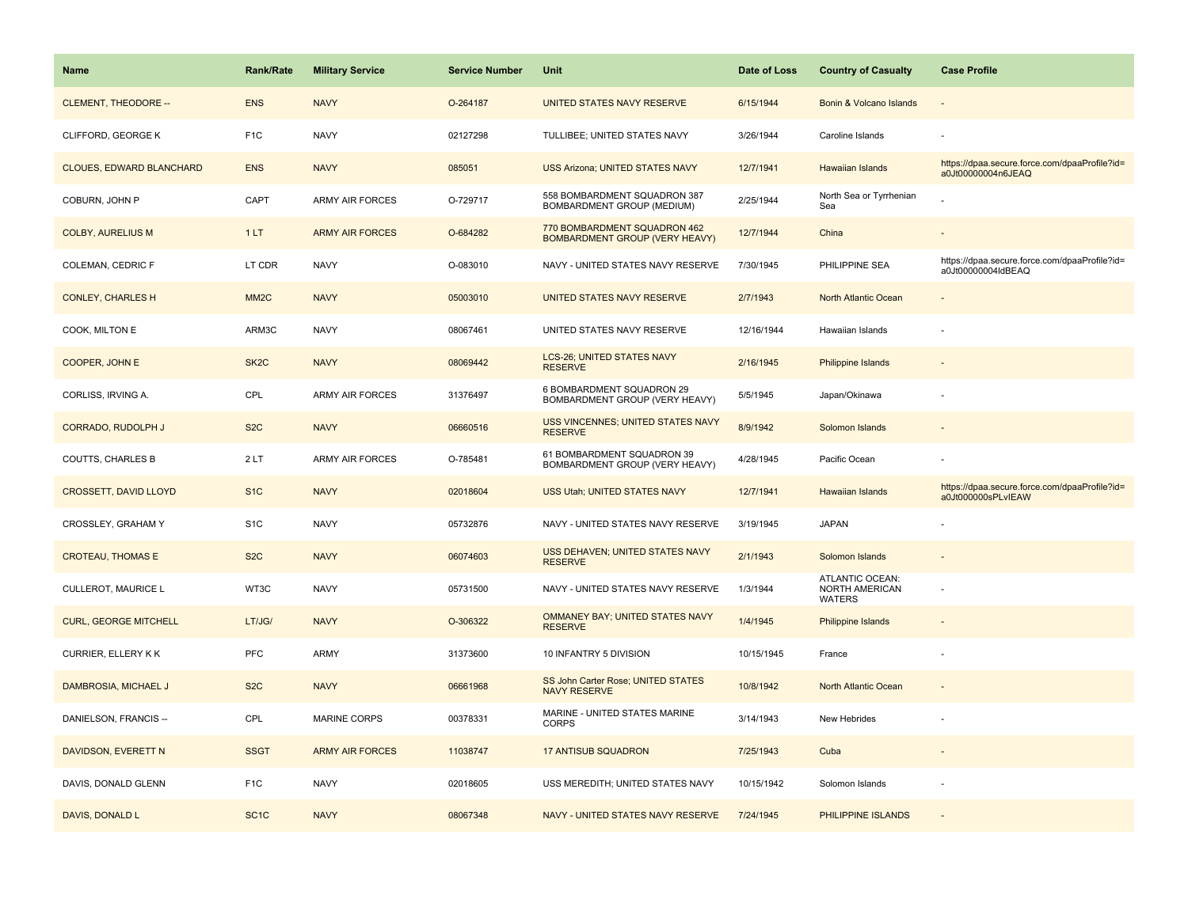| Name | Rank/Rate | Military Service | Service Number | Unit | Date of Loss | Country of Casualty | Case Profile |
|---|---|---|---|---|---|---|---|
| CLEMENT, THEODORE -- | ENS | NAVY | O-264187 | UNITED STATES NAVY RESERVE | 6/15/1944 | Bonin & Volcano Islands | - |
| CLIFFORD, GEORGE K | F1C | NAVY | 02127298 | TULLIBEE; UNITED STATES NAVY | 3/26/1944 | Caroline Islands | - |
| CLOUES, EDWARD BLANCHARD | ENS | NAVY | 085051 | USS Arizona; UNITED STATES NAVY | 12/7/1941 | Hawaiian Islands | https://dpaa.secure.force.com/dpaaProfile?id=a0Jt00000004n6JEAQ |
| COBURN, JOHN P | CAPT | ARMY AIR FORCES | O-729717 | 558 BOMBARDMENT SQUADRON 387 BOMBARDMENT GROUP (MEDIUM) | 2/25/1944 | North Sea or Tyrrhenian Sea | - |
| COLBY, AURELIUS M | 1 LT | ARMY AIR FORCES | O-684282 | 770 BOMBARDMENT SQUADRON 462 BOMBARDMENT GROUP (VERY HEAVY) | 12/7/1944 | China | - |
| COLEMAN, CEDRIC F | LT CDR | NAVY | O-083010 | NAVY - UNITED STATES NAVY RESERVE | 7/30/1945 | PHILIPPINE SEA | https://dpaa.secure.force.com/dpaaProfile?id=a0Jt00000004ldBEAQ |
| CONLEY, CHARLES H | MM2C | NAVY | 05003010 | UNITED STATES NAVY RESERVE | 2/7/1943 | North Atlantic Ocean | - |
| COOK, MILTON E | ARM3C | NAVY | 08067461 | UNITED STATES NAVY RESERVE | 12/16/1944 | Hawaiian Islands | - |
| COOPER, JOHN E | SK2C | NAVY | 08069442 | LCS-26; UNITED STATES NAVY RESERVE | 2/16/1945 | Philippine Islands | - |
| CORLISS, IRVING A. | CPL | ARMY AIR FORCES | 31376497 | 6 BOMBARDMENT SQUADRON 29 BOMBARDMENT GROUP (VERY HEAVY) | 5/5/1945 | Japan/Okinawa | - |
| CORRADO, RUDOLPH J | S2C | NAVY | 06660516 | USS VINCENNES; UNITED STATES NAVY RESERVE | 8/9/1942 | Solomon Islands | - |
| COUTTS, CHARLES B | 2 LT | ARMY AIR FORCES | O-785481 | 61 BOMBARDMENT SQUADRON 39 BOMBARDMENT GROUP (VERY HEAVY) | 4/28/1945 | Pacific Ocean | - |
| CROSSETT, DAVID LLOYD | S1C | NAVY | 02018604 | USS Utah; UNITED STATES NAVY | 12/7/1941 | Hawaiian Islands | https://dpaa.secure.force.com/dpaaProfile?id=a0Jt000000sPLvIEAW |
| CROSSLEY, GRAHAM Y | S1C | NAVY | 05732876 | NAVY - UNITED STATES NAVY RESERVE | 3/19/1945 | JAPAN | - |
| CROTEAU, THOMAS E | S2C | NAVY | 06074603 | USS DEHAVEN; UNITED STATES NAVY RESERVE | 2/1/1943 | Solomon Islands | - |
| CULLEROT, MAURICE L | WT3C | NAVY | 05731500 | NAVY - UNITED STATES NAVY RESERVE | 1/3/1944 | ATLANTIC OCEAN: NORTH AMERICAN WATERS | - |
| CURL, GEORGE MITCHELL | LT/JG/ | NAVY | O-306322 | OMMANEY BAY; UNITED STATES NAVY RESERVE | 1/4/1945 | Philippine Islands | - |
| CURRIER, ELLERY K K | PFC | ARMY | 31373600 | 10 INFANTRY 5 DIVISION | 10/15/1945 | France | - |
| DAMBROSIA, MICHAEL J | S2C | NAVY | 06661968 | SS John Carter Rose; UNITED STATES NAVY RESERVE | 10/8/1942 | North Atlantic Ocean | - |
| DANIELSON, FRANCIS -- | CPL | MARINE CORPS | 00378331 | MARINE - UNITED STATES MARINE CORPS | 3/14/1943 | New Hebrides | - |
| DAVIDSON, EVERETT N | SSGT | ARMY AIR FORCES | 11038747 | 17 ANTISUB SQUADRON | 7/25/1943 | Cuba | - |
| DAVIS, DONALD GLENN | F1C | NAVY | 02018605 | USS MEREDITH; UNITED STATES NAVY | 10/15/1942 | Solomon Islands | - |
| DAVIS, DONALD L | SC1C | NAVY | 08067348 | NAVY - UNITED STATES NAVY RESERVE | 7/24/1945 | PHILIPPINE ISLANDS | - |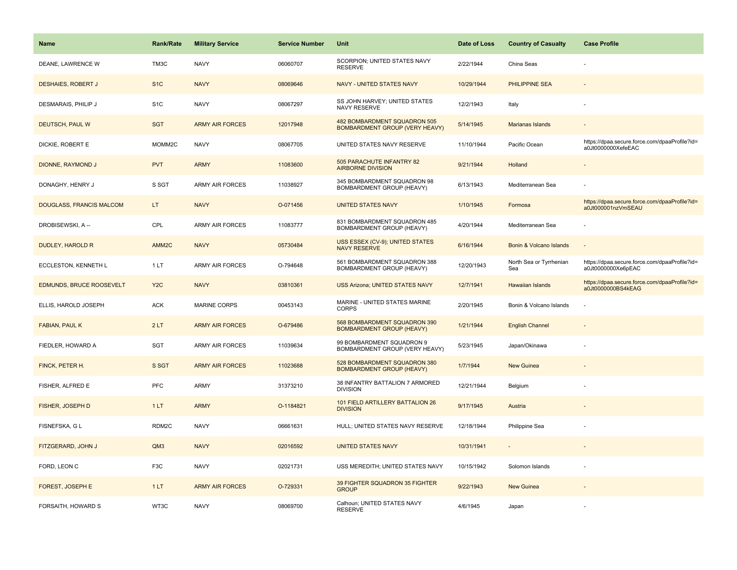| Name | Rank/Rate | Military Service | Service Number | Unit | Date of Loss | Country of Casualty | Case Profile |
|---|---|---|---|---|---|---|---|
| DEANE, LAWRENCE W | TM3C | NAVY | 06060707 | SCORPION; UNITED STATES NAVY RESERVE | 2/22/1944 | China Seas | - |
| DESHAIES, ROBERT J | S1C | NAVY | 08069646 | NAVY - UNITED STATES NAVY | 10/29/1944 | PHILIPPINE SEA | - |
| DESMARAIS, PHILIP J | S1C | NAVY | 08067297 | SS JOHN HARVEY; UNITED STATES NAVY RESERVE | 12/2/1943 | Italy | - |
| DEUTSCH, PAUL W | SGT | ARMY AIR FORCES | 12017948 | 482 BOMBARDMENT SQUADRON 505 BOMBARDMENT GROUP (VERY HEAVY) | 5/14/1945 | Marianas Islands | - |
| DICKIE, ROBERT E | MOMM2C | NAVY | 08067705 | UNITED STATES NAVY RESERVE | 11/10/1944 | Pacific Ocean | https://dpaa.secure.force.com/dpaaProfile?id=a0Jt0000000XefeEAC |
| DIONNE, RAYMOND J | PVT | ARMY | 11083600 | 505 PARACHUTE INFANTRY 82 AIRBORNE DIVISION | 9/21/1944 | Holland | - |
| DONAGHY, HENRY J | S SGT | ARMY AIR FORCES | 11038927 | 345 BOMBARDMENT SQUADRON 98 BOMBARDMENT GROUP (HEAVY) | 6/13/1943 | Mediterranean Sea | - |
| DOUGLASS, FRANCIS MALCOM | LT | NAVY | O-071456 | UNITED STATES NAVY | 1/10/1945 | Formosa | https://dpaa.secure.force.com/dpaaProfile?id=a0Jt000001nzVmSEAU |
| DROBISEWSKI, A -- | CPL | ARMY AIR FORCES | 11083777 | 831 BOMBARDMENT SQUADRON 485 BOMBARDMENT GROUP (HEAVY) | 4/20/1944 | Mediterranean Sea | - |
| DUDLEY, HAROLD R | AMM2C | NAVY | 05730484 | USS ESSEX (CV-9); UNITED STATES NAVY RESERVE | 6/16/1944 | Bonin & Volcano Islands | - |
| ECCLESTON, KENNETH L | 1 LT | ARMY AIR FORCES | O-794648 | 561 BOMBARDMENT SQUADRON 388 BOMBARDMENT GROUP (HEAVY) | 12/20/1943 | North Sea or Tyrrhenian Sea | https://dpaa.secure.force.com/dpaaProfile?id=a0Jt0000000Xe6pEAC |
| EDMUNDS, BRUCE ROOSEVELT | Y2C | NAVY | 03810361 | USS Arizona; UNITED STATES NAVY | 12/7/1941 | Hawaiian Islands | https://dpaa.secure.force.com/dpaaProfile?id=a0Jt0000000BS4kEAG |
| ELLIS, HAROLD JOSEPH | ACK | MARINE CORPS | 00453143 | MARINE - UNITED STATES MARINE CORPS | 2/20/1945 | Bonin & Volcano Islands | - |
| FABIAN, PAUL K | 2 LT | ARMY AIR FORCES | O-679486 | 568 BOMBARDMENT SQUADRON 390 BOMBARDMENT GROUP (HEAVY) | 1/21/1944 | English Channel | - |
| FIEDLER, HOWARD A | SGT | ARMY AIR FORCES | 11039634 | 99 BOMBARDMENT SQUADRON 9 BOMBARDMENT GROUP (VERY HEAVY) | 5/23/1945 | Japan/Okinawa | - |
| FINCK, PETER H. | S SGT | ARMY AIR FORCES | 11023688 | 528 BOMBARDMENT SQUADRON 380 BOMBARDMENT GROUP (HEAVY) | 1/7/1944 | New Guinea | - |
| FISHER, ALFRED E | PFC | ARMY | 31373210 | 38 INFANTRY BATTALION 7 ARMORED DIVISION | 12/21/1944 | Belgium | - |
| FISHER, JOSEPH D | 1 LT | ARMY | O-1184821 | 101 FIELD ARTILLERY BATTALION 26 DIVISION | 9/17/1945 | Austria | - |
| FISNEFSKA, G L | RDM2C | NAVY | 06661631 | HULL; UNITED STATES NAVY RESERVE | 12/18/1944 | Philippine Sea | - |
| FITZGERARD, JOHN J | QM3 | NAVY | 02016592 | UNITED STATES NAVY | 10/31/1941 | - | - |
| FORD, LEON C | F3C | NAVY | 02021731 | USS MEREDITH; UNITED STATES NAVY | 10/15/1942 | Solomon Islands | - |
| FOREST, JOSEPH E | 1 LT | ARMY AIR FORCES | O-729331 | 39 FIGHTER SQUADRON 35 FIGHTER GROUP | 9/22/1943 | New Guinea | - |
| FORSAITH, HOWARD S | WT3C | NAVY | 08069700 | Calhoun; UNITED STATES NAVY RESERVE | 4/6/1945 | Japan | - |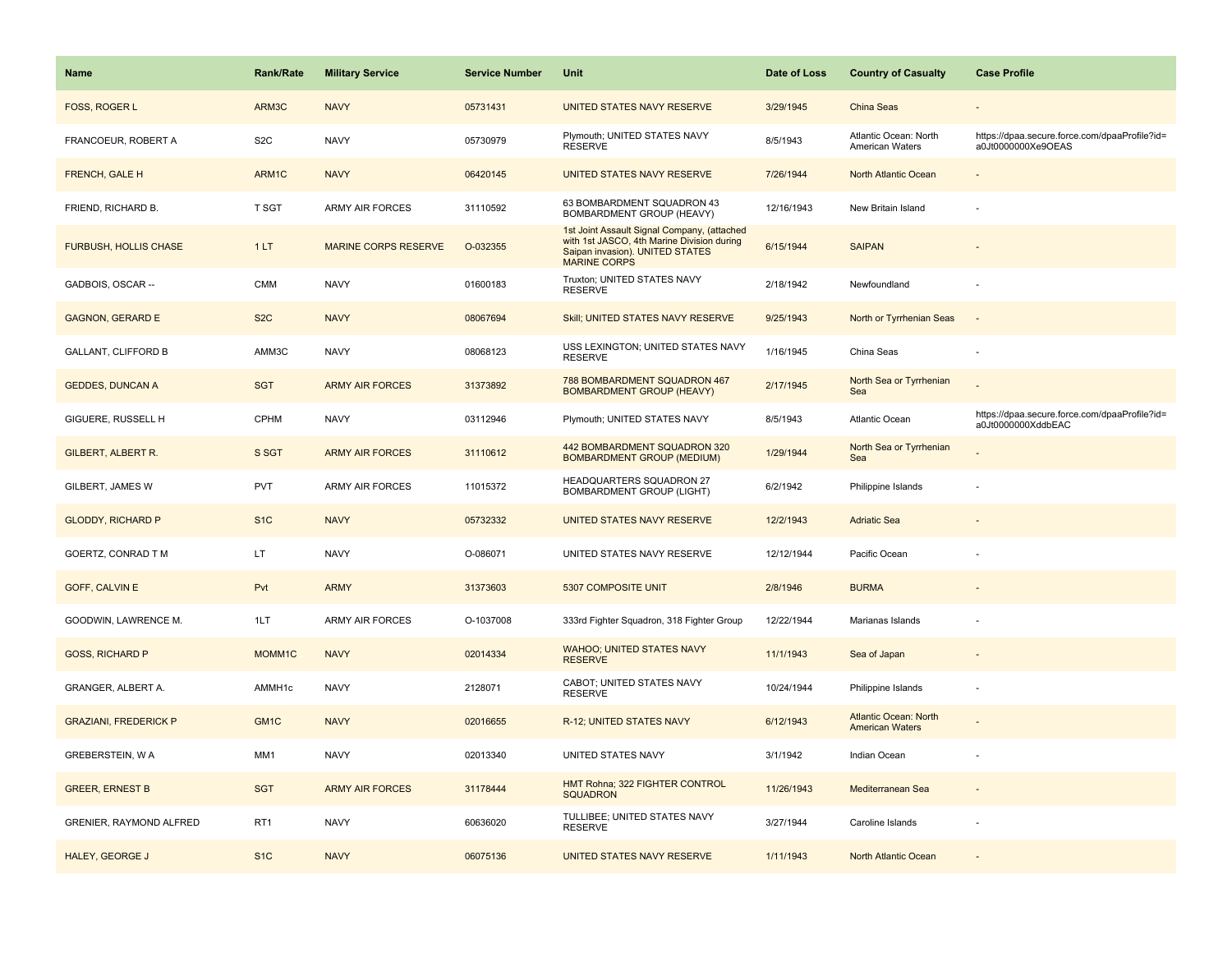| Name | Rank/Rate | Military Service | Service Number | Unit | Date of Loss | Country of Casualty | Case Profile |
|---|---|---|---|---|---|---|---|
| FOSS, ROGER L | ARM3C | NAVY | 05731431 | UNITED STATES NAVY RESERVE | 3/29/1945 | China Seas | - |
| FRANCOEUR, ROBERT A | S2C | NAVY | 05730979 | Plymouth; UNITED STATES NAVY RESERVE | 8/5/1943 | Atlantic Ocean: North American Waters | https://dpaa.secure.force.com/dpaaProfile?id=a0Jt0000000Xe9OEAS |
| FRENCH, GALE H | ARM1C | NAVY | 06420145 | UNITED STATES NAVY RESERVE | 7/26/1944 | North Atlantic Ocean | - |
| FRIEND, RICHARD B. | T SGT | ARMY AIR FORCES | 31110592 | 63 BOMBARDMENT SQUADRON 43 BOMBARDMENT GROUP (HEAVY) | 12/16/1943 | New Britain Island | - |
| FURBUSH, HOLLIS CHASE | 1 LT | MARINE CORPS RESERVE | O-032355 | 1st Joint Assault Signal Company, (attached with 1st JASCO, 4th Marine Division during Saipan invasion). UNITED STATES MARINE CORPS | 6/15/1944 | SAIPAN | - |
| GADBOIS, OSCAR -- | CMM | NAVY | 01600183 | Truxton; UNITED STATES NAVY RESERVE | 2/18/1942 | Newfoundland | - |
| GAGNON, GERARD E | S2C | NAVY | 08067694 | Skill; UNITED STATES NAVY RESERVE | 9/25/1943 | North or Tyrrhenian Seas | - |
| GALLANT, CLIFFORD B | AMM3C | NAVY | 08068123 | USS LEXINGTON; UNITED STATES NAVY RESERVE | 1/16/1945 | China Seas | - |
| GEDDES, DUNCAN A | SGT | ARMY AIR FORCES | 31373892 | 788 BOMBARDMENT SQUADRON 467 BOMBARDMENT GROUP (HEAVY) | 2/17/1945 | North Sea or Tyrrhenian Sea | - |
| GIGUERE, RUSSELL H | CPHM | NAVY | 03112946 | Plymouth; UNITED STATES NAVY | 8/5/1943 | Atlantic Ocean | https://dpaa.secure.force.com/dpaaProfile?id=a0Jt0000000XddbEAC |
| GILBERT, ALBERT R. | S SGT | ARMY AIR FORCES | 31110612 | 442 BOMBARDMENT SQUADRON 320 BOMBARDMENT GROUP (MEDIUM) | 1/29/1944 | North Sea or Tyrrhenian Sea | - |
| GILBERT, JAMES W | PVT | ARMY AIR FORCES | 11015372 | HEADQUARTERS SQUADRON 27 BOMBARDMENT GROUP (LIGHT) | 6/2/1942 | Philippine Islands | - |
| GLODDY, RICHARD P | S1C | NAVY | 05732332 | UNITED STATES NAVY RESERVE | 12/2/1943 | Adriatic Sea | - |
| GOERTZ, CONRAD T M | LT | NAVY | O-086071 | UNITED STATES NAVY RESERVE | 12/12/1944 | Pacific Ocean | - |
| GOFF, CALVIN E | Pvt | ARMY | 31373603 | 5307 COMPOSITE UNIT | 2/8/1946 | BURMA | - |
| GOODWIN, LAWRENCE M. | 1LT | ARMY AIR FORCES | O-1037008 | 333rd Fighter Squadron, 318 Fighter Group | 12/22/1944 | Marianas Islands | - |
| GOSS, RICHARD P | MOMM1C | NAVY | 02014334 | WAHOO; UNITED STATES NAVY RESERVE | 11/1/1943 | Sea of Japan | - |
| GRANGER, ALBERT A. | AMMH1c | NAVY | 2128071 | CABOT; UNITED STATES NAVY RESERVE | 10/24/1944 | Philippine Islands | - |
| GRAZIANI, FREDERICK P | GM1C | NAVY | 02016655 | R-12; UNITED STATES NAVY | 6/12/1943 | Atlantic Ocean: North American Waters | - |
| GREBERSTEIN, W A | MM1 | NAVY | 02013340 | UNITED STATES NAVY | 3/1/1942 | Indian Ocean | - |
| GREER, ERNEST B | SGT | ARMY AIR FORCES | 31178444 | HMT Rohna; 322 FIGHTER CONTROL SQUADRON | 11/26/1943 | Mediterranean Sea | - |
| GRENIER, RAYMOND ALFRED | RT1 | NAVY | 60636020 | TULLIBEE; UNITED STATES NAVY RESERVE | 3/27/1944 | Caroline Islands | - |
| HALEY, GEORGE J | S1C | NAVY | 06075136 | UNITED STATES NAVY RESERVE | 1/11/1943 | North Atlantic Ocean | - |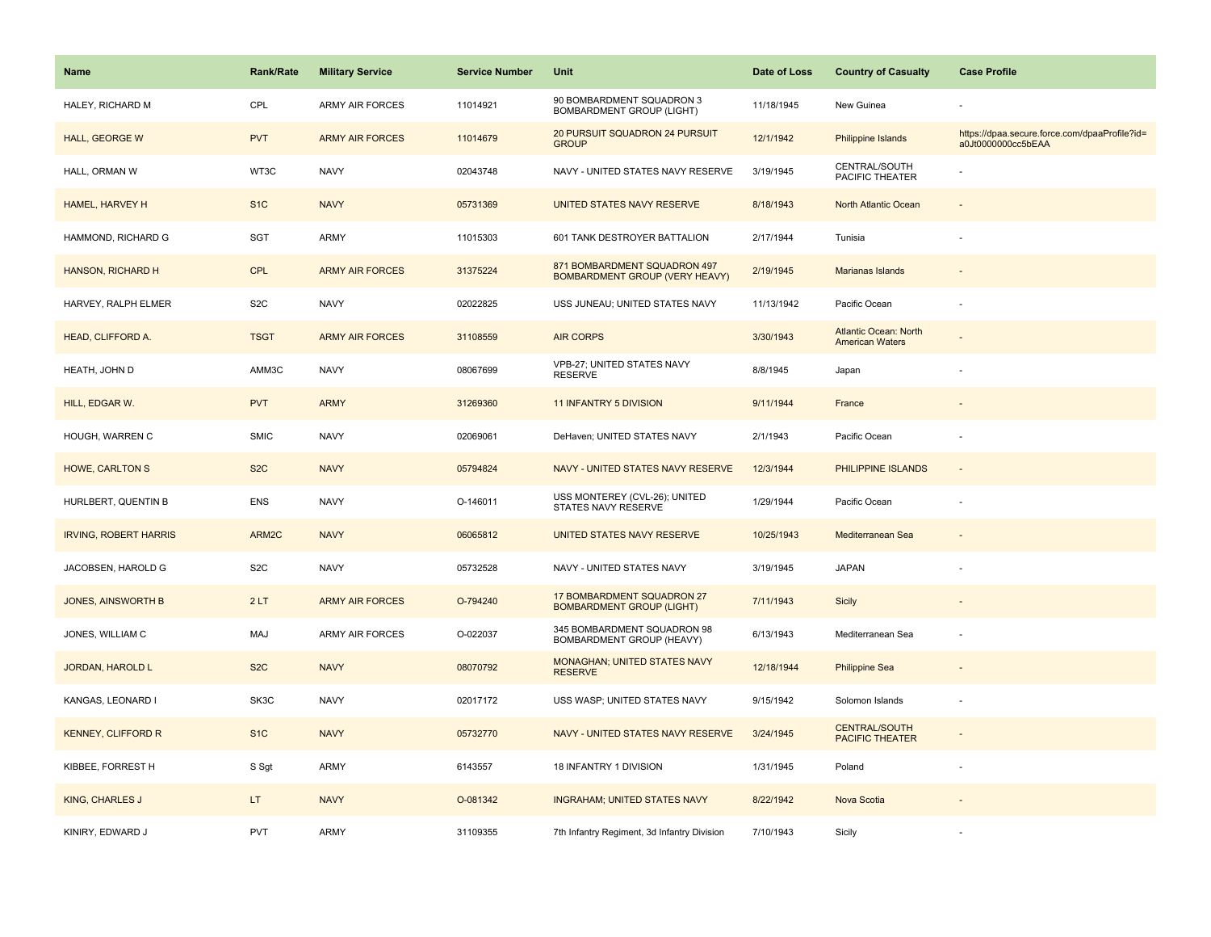| Name | Rank/Rate | Military Service | Service Number | Unit | Date of Loss | Country of Casualty | Case Profile |
|---|---|---|---|---|---|---|---|
| HALEY, RICHARD M | CPL | ARMY AIR FORCES | 11014921 | 90 BOMBARDMENT SQUADRON 3 BOMBARDMENT GROUP (LIGHT) | 11/18/1945 | New Guinea | - |
| HALL, GEORGE W | PVT | ARMY AIR FORCES | 11014679 | 20 PURSUIT SQUADRON 24 PURSUIT GROUP | 12/1/1942 | Philippine Islands | https://dpaa.secure.force.com/dpaaProfile?id=a0Jt0000000cc5bEAA |
| HALL, ORMAN W | WT3C | NAVY | 02043748 | NAVY - UNITED STATES NAVY RESERVE | 3/19/1945 | CENTRAL/SOUTH PACIFIC THEATER | - |
| HAMEL, HARVEY H | S1C | NAVY | 05731369 | UNITED STATES NAVY RESERVE | 8/18/1943 | North Atlantic Ocean | - |
| HAMMOND, RICHARD G | SGT | ARMY | 11015303 | 601 TANK DESTROYER BATTALION | 2/17/1944 | Tunisia | - |
| HANSON, RICHARD H | CPL | ARMY AIR FORCES | 31375224 | 871 BOMBARDMENT SQUADRON 497 BOMBARDMENT GROUP (VERY HEAVY) | 2/19/1945 | Marianas Islands | - |
| HARVEY, RALPH ELMER | S2C | NAVY | 02022825 | USS JUNEAU; UNITED STATES NAVY | 11/13/1942 | Pacific Ocean | - |
| HEAD, CLIFFORD A. | TSGT | ARMY AIR FORCES | 31108559 | AIR CORPS | 3/30/1943 | Atlantic Ocean: North American Waters | - |
| HEATH, JOHN D | AMM3C | NAVY | 08067699 | VPB-27; UNITED STATES NAVY RESERVE | 8/8/1945 | Japan | - |
| HILL, EDGAR W. | PVT | ARMY | 31269360 | 11 INFANTRY 5 DIVISION | 9/11/1944 | France | - |
| HOUGH, WARREN C | SMIC | NAVY | 02069061 | DeHaven; UNITED STATES NAVY | 2/1/1943 | Pacific Ocean | - |
| HOWE, CARLTON S | S2C | NAVY | 05794824 | NAVY - UNITED STATES NAVY RESERVE | 12/3/1944 | PHILIPPINE ISLANDS | - |
| HURLBERT, QUENTIN B | ENS | NAVY | O-146011 | USS MONTEREY (CVL-26); UNITED STATES NAVY RESERVE | 1/29/1944 | Pacific Ocean | - |
| IRVING, ROBERT HARRIS | ARM2C | NAVY | 06065812 | UNITED STATES NAVY RESERVE | 10/25/1943 | Mediterranean Sea | - |
| JACOBSEN, HAROLD G | S2C | NAVY | 05732528 | NAVY - UNITED STATES NAVY | 3/19/1945 | JAPAN | - |
| JONES, AINSWORTH B | 2 LT | ARMY AIR FORCES | O-794240 | 17 BOMBARDMENT SQUADRON 27 BOMBARDMENT GROUP (LIGHT) | 7/11/1943 | Sicily | - |
| JONES, WILLIAM C | MAJ | ARMY AIR FORCES | O-022037 | 345 BOMBARDMENT SQUADRON 98 BOMBARDMENT GROUP (HEAVY) | 6/13/1943 | Mediterranean Sea | - |
| JORDAN, HAROLD L | S2C | NAVY | 08070792 | MONAGHAN; UNITED STATES NAVY RESERVE | 12/18/1944 | Philippine Sea | - |
| KANGAS, LEONARD I | SK3C | NAVY | 02017172 | USS WASP; UNITED STATES NAVY | 9/15/1942 | Solomon Islands | - |
| KENNEY, CLIFFORD R | S1C | NAVY | 05732770 | NAVY - UNITED STATES NAVY RESERVE | 3/24/1945 | CENTRAL/SOUTH PACIFIC THEATER | - |
| KIBBEE, FORREST H | S Sgt | ARMY | 6143557 | 18 INFANTRY 1 DIVISION | 1/31/1945 | Poland | - |
| KING, CHARLES J | LT | NAVY | O-081342 | INGRAHAM; UNITED STATES NAVY | 8/22/1942 | Nova Scotia | - |
| KINIRY, EDWARD J | PVT | ARMY | 31109355 | 7th Infantry Regiment, 3d Infantry Division | 7/10/1943 | Sicily | - |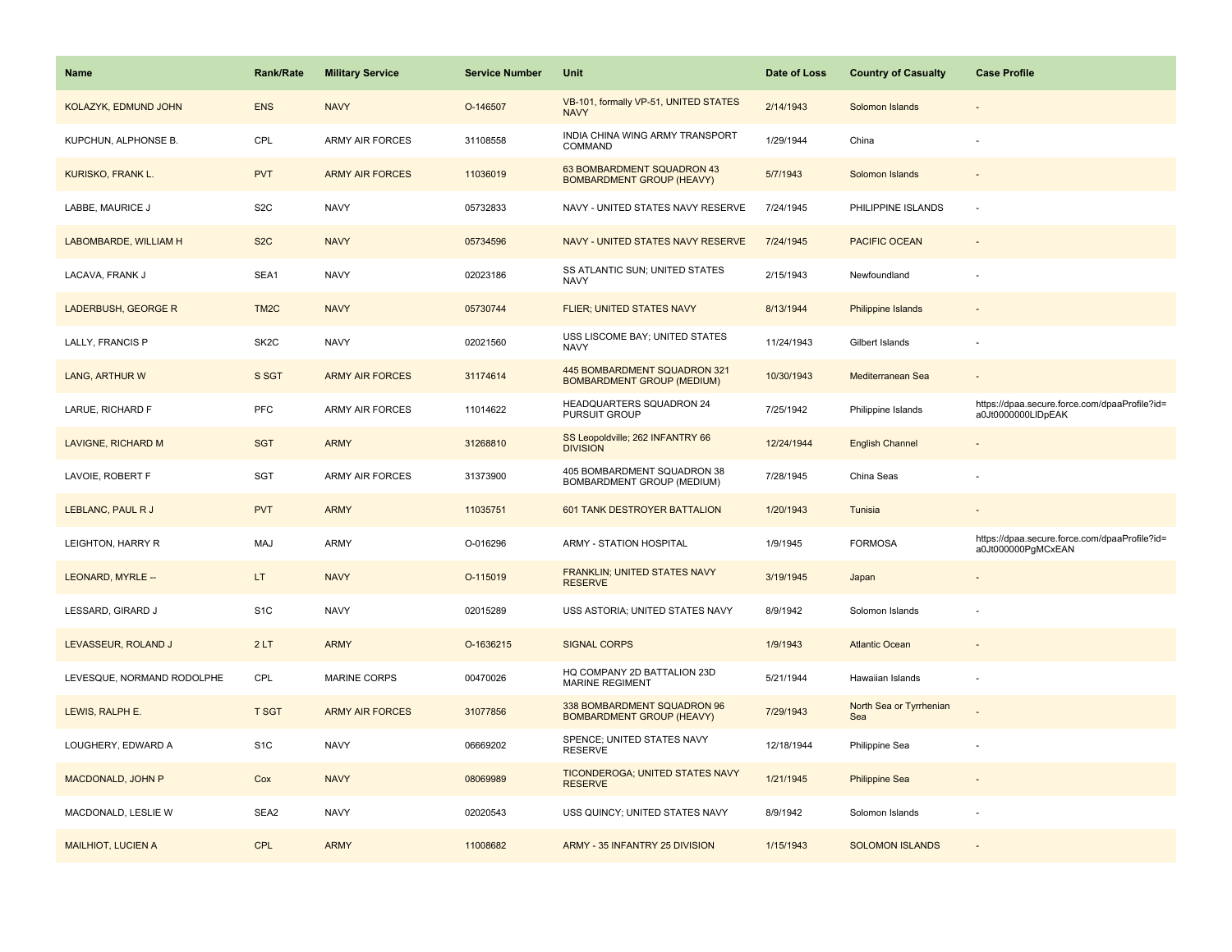| Name | Rank/Rate | Military Service | Service Number | Unit | Date of Loss | Country of Casualty | Case Profile |
|---|---|---|---|---|---|---|---|
| KOLAZYK, EDMUND JOHN | ENS | NAVY | O-146507 | VB-101, formally VP-51, UNITED STATES NAVY | 2/14/1943 | Solomon Islands | - |
| KUPCHUN, ALPHONSE B. | CPL | ARMY AIR FORCES | 31108558 | INDIA CHINA WING ARMY TRANSPORT COMMAND | 1/29/1944 | China | - |
| KURISKO, FRANK L. | PVT | ARMY AIR FORCES | 11036019 | 63 BOMBARDMENT SQUADRON 43 BOMBARDMENT GROUP (HEAVY) | 5/7/1943 | Solomon Islands | - |
| LABBE, MAURICE J | S2C | NAVY | 05732833 | NAVY - UNITED STATES NAVY RESERVE | 7/24/1945 | PHILIPPINE ISLANDS | - |
| LABOMBARDE, WILLIAM H | S2C | NAVY | 05734596 | NAVY - UNITED STATES NAVY RESERVE | 7/24/1945 | PACIFIC OCEAN | - |
| LACAVA, FRANK J | SEA1 | NAVY | 02023186 | SS ATLANTIC SUN; UNITED STATES NAVY | 2/15/1943 | Newfoundland | - |
| LADERBUSH, GEORGE R | TM2C | NAVY | 05730744 | FLIER; UNITED STATES NAVY | 8/13/1944 | Philippine Islands | - |
| LALLY, FRANCIS P | SK2C | NAVY | 02021560 | USS LISCOME BAY; UNITED STATES NAVY | 11/24/1943 | Gilbert Islands | - |
| LANG, ARTHUR W | S SGT | ARMY AIR FORCES | 31174614 | 445 BOMBARDMENT SQUADRON 321 BOMBARDMENT GROUP (MEDIUM) | 10/30/1943 | Mediterranean Sea | - |
| LARUE, RICHARD F | PFC | ARMY AIR FORCES | 11014622 | HEADQUARTERS SQUADRON 24 PURSUIT GROUP | 7/25/1942 | Philippine Islands | https://dpaa.secure.force.com/dpaaProfile?id=a0Jt0000000LlDpEAK |
| LAVIGNE, RICHARD M | SGT | ARMY | 31268810 | SS Leopoldville; 262 INFANTRY 66 DIVISION | 12/24/1944 | English Channel | - |
| LAVOIE, ROBERT F | SGT | ARMY AIR FORCES | 31373900 | 405 BOMBARDMENT SQUADRON 38 BOMBARDMENT GROUP (MEDIUM) | 7/28/1945 | China Seas | - |
| LEBLANC, PAUL R J | PVT | ARMY | 11035751 | 601 TANK DESTROYER BATTALION | 1/20/1943 | Tunisia | - |
| LEIGHTON, HARRY R | MAJ | ARMY | O-016296 | ARMY - STATION HOSPITAL | 1/9/1945 | FORMOSA | https://dpaa.secure.force.com/dpaaProfile?id=a0Jt000000PgMCxEAN |
| LEONARD, MYRLE -- | LT | NAVY | O-115019 | FRANKLIN; UNITED STATES NAVY RESERVE | 3/19/1945 | Japan | - |
| LESSARD, GIRARD J | S1C | NAVY | 02015289 | USS ASTORIA; UNITED STATES NAVY | 8/9/1942 | Solomon Islands | - |
| LEVASSEUR, ROLAND J | 2 LT | ARMY | O-1636215 | SIGNAL CORPS | 1/9/1943 | Atlantic Ocean | - |
| LEVESQUE, NORMAND RODOLPHE | CPL | MARINE CORPS | 00470026 | HQ COMPANY 2D BATTALION 23D MARINE REGIMENT | 5/21/1944 | Hawaiian Islands | - |
| LEWIS, RALPH E. | T SGT | ARMY AIR FORCES | 31077856 | 338 BOMBARDMENT SQUADRON 96 BOMBARDMENT GROUP (HEAVY) | 7/29/1943 | North Sea or Tyrrhenian Sea | - |
| LOUGHERY, EDWARD A | S1C | NAVY | 06669202 | SPENCE; UNITED STATES NAVY RESERVE | 12/18/1944 | Philippine Sea | - |
| MACDONALD, JOHN P | Cox | NAVY | 08069989 | TICONDEROGA; UNITED STATES NAVY RESERVE | 1/21/1945 | Philippine Sea | - |
| MACDONALD, LESLIE W | SEA2 | NAVY | 02020543 | USS QUINCY; UNITED STATES NAVY | 8/9/1942 | Solomon Islands | - |
| MAILHIOT, LUCIEN A | CPL | ARMY | 11008682 | ARMY - 35 INFANTRY 25 DIVISION | 1/15/1943 | SOLOMON ISLANDS | - |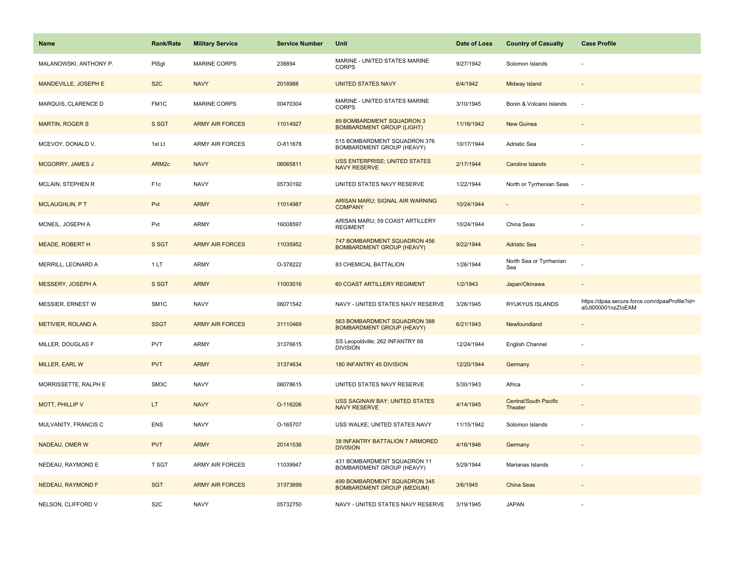| Name | Rank/Rate | Military Service | Service Number | Unit | Date of Loss | Country of Casualty | Case Profile |
| --- | --- | --- | --- | --- | --- | --- | --- |
| MALANOWSKI, ANTHONY P. | PlSgt | MARINE CORPS | 238894 | MARINE - UNITED STATES MARINE CORPS | 9/27/1942 | Solomon Islands | - |
| MANDEVILLE, JOSEPH E | S2C | NAVY | 2018988 | UNITED STATES NAVY | 6/4/1942 | Midway Island | - |
| MARQUIS, CLARENCE D | FM1C | MARINE CORPS | 00470304 | MARINE - UNITED STATES MARINE CORPS | 3/10/1945 | Bonin & Volcano Islands | - |
| MARTIN, ROGER S | S SGT | ARMY AIR FORCES | 11014927 | 89 BOMBARDMENT SQUADRON 3 BOMBARDMENT GROUP (LIGHT) | 11/16/1942 | New Guinea | - |
| MCEVOY, DONALD V. | 1st Lt | ARMY AIR FORCES | O-811678 | 515 BOMBARDMENT SQUADRON 376 BOMBARDMENT GROUP (HEAVY) | 10/17/1944 | Adriatic Sea | - |
| MCGORRY, JAMES J | ARM2c | NAVY | 06065811 | USS ENTERPRISE; UNITED STATES NAVY RESERVE | 2/17/1944 | Caroline Islands | - |
| MCLAIN, STEPHEN R | F1c | NAVY | 05730192 | UNITED STATES NAVY RESERVE | 1/22/1944 | North or Tyrrhenian Seas | - |
| MCLAUGHLIN, P T | Pvt | ARMY | 11014987 | ARISAN MARU; SIGNAL AIR WARNING COMPANY | 10/24/1944 | - | - |
| MCNEIL, JOSEPH A | Pvt | ARMY | 16008597 | ARISAN MARU; 59 COAST ARTILLERY REGIMENT | 10/24/1944 | China Seas | - |
| MEADE, ROBERT H | S SGT | ARMY AIR FORCES | 11035952 | 747 BOMBARDMENT SQUADRON 456 BOMBARDMENT GROUP (HEAVY) | 9/22/1944 | Adriatic Sea | - |
| MERRILL, LEONARD A | 1 LT | ARMY | O-378222 | 83 CHEMICAL BATTALION | 1/26/1944 | North Sea or Tyrrhenian Sea | - |
| MESSERY, JOSEPH A | S SGT | ARMY | 11003016 | 60 COAST ARTILLERY REGIMENT | 1/2/1943 | Japan/Okinawa | - |
| MESSIER, ERNEST W | SM1C | NAVY | 06071542 | NAVY - UNITED STATES NAVY RESERVE | 3/26/1945 | RYUKYUS ISLANDS | https://dpaa.secure.force.com/dpaaProfile?id=a0Jt000001nzZIoEAM |
| METIVIER, ROLAND A | SSGT | ARMY AIR FORCES | 31110469 | 563 BOMBARDMENT SQUADRON 388 BOMBARDMENT GROUP (HEAVY) | 6/21/1943 | Newfoundland | - |
| MILLER, DOUGLAS F | PVT | ARMY | 31376615 | SS Leopoldville; 262 INFANTRY 66 DIVISION | 12/24/1944 | English Channel | - |
| MILLER, EARL W | PVT | ARMY | 31374634 | 180 INFANTRY 45 DIVISION | 12/20/1944 | Germany | - |
| MORRISSETTE, RALPH E | SM3C | NAVY | 06078615 | UNITED STATES NAVY RESERVE | 5/30/1943 | Africa | - |
| MOTT, PHILLIP V | LT | NAVY | O-116206 | USS SAGINAW BAY; UNITED STATES NAVY RESERVE | 4/14/1945 | Central/South Pacific Theater | - |
| MULVANITY, FRANCIS C | ENS | NAVY | O-165707 | USS WALKE; UNITED STATES NAVY | 11/15/1942 | Solomon Islands | - |
| NADEAU, OMER W | PVT | ARMY | 20141536 | 38 INFANTRY BATTALION 7 ARMORED DIVISION | 4/16/1946 | Germany | - |
| NEDEAU, RAYMOND E | T SGT | ARMY AIR FORCES | 11039947 | 431 BOMBARDMENT SQUADRON 11 BOMBARDMENT GROUP (HEAVY) | 5/29/1944 | Marianas Islands | - |
| NEDEAU, RAYMOND F | SGT | ARMY AIR FORCES | 31373699 | 499 BOMBARDMENT SQUADRON 345 BOMBARDMENT GROUP (MEDIUM) | 3/6/1945 | China Seas | - |
| NELSON, CLIFFORD V | S2C | NAVY | 05732750 | NAVY - UNITED STATES NAVY RESERVE | 3/19/1945 | JAPAN | - |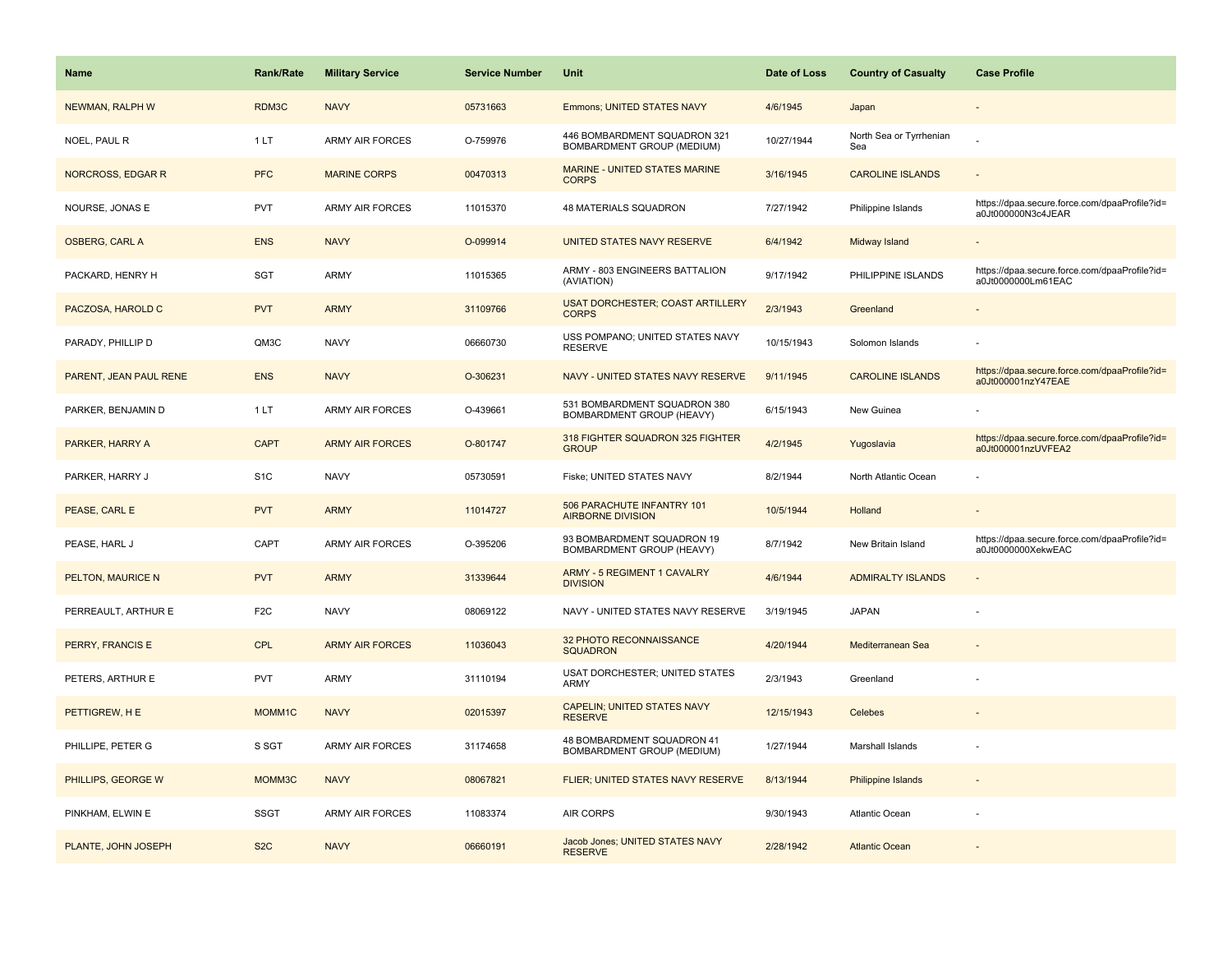| Name | Rank/Rate | Military Service | Service Number | Unit | Date of Loss | Country of Casualty | Case Profile |
|---|---|---|---|---|---|---|---|
| NEWMAN, RALPH W | RDM3C | NAVY | 05731663 | Emmons; UNITED STATES NAVY | 4/6/1945 | Japan | - |
| NOEL, PAUL R | 1 LT | ARMY AIR FORCES | O-759976 | 446 BOMBARDMENT SQUADRON 321 BOMBARDMENT GROUP (MEDIUM) | 10/27/1944 | North Sea or Tyrrhenian Sea | - |
| NORCROSS, EDGAR R | PFC | MARINE CORPS | 00470313 | MARINE - UNITED STATES MARINE CORPS | 3/16/1945 | CAROLINE ISLANDS | - |
| NOURSE, JONAS E | PVT | ARMY AIR FORCES | 11015370 | 48 MATERIALS SQUADRON | 7/27/1942 | Philippine Islands | https://dpaa.secure.force.com/dpaaProfile?id=a0Jt000000N3c4JEAR |
| OSBERG, CARL A | ENS | NAVY | O-099914 | UNITED STATES NAVY RESERVE | 6/4/1942 | Midway Island | - |
| PACKARD, HENRY H | SGT | ARMY | 11015365 | ARMY - 803 ENGINEERS BATTALION (AVIATION) | 9/17/1942 | PHILIPPINE ISLANDS | https://dpaa.secure.force.com/dpaaProfile?id=a0Jt0000000Lm61EAC |
| PACZOSA, HAROLD C | PVT | ARMY | 31109766 | USAT DORCHESTER; COAST ARTILLERY CORPS | 2/3/1943 | Greenland | - |
| PARADY, PHILLIP D | QM3C | NAVY | 06660730 | USS POMPANO; UNITED STATES NAVY RESERVE | 10/15/1943 | Solomon Islands | - |
| PARENT, JEAN PAUL RENE | ENS | NAVY | O-306231 | NAVY - UNITED STATES NAVY RESERVE | 9/11/1945 | CAROLINE ISLANDS | https://dpaa.secure.force.com/dpaaProfile?id=a0Jt000001nzY47EAE |
| PARKER, BENJAMIN D | 1 LT | ARMY AIR FORCES | O-439661 | 531 BOMBARDMENT SQUADRON 380 BOMBARDMENT GROUP (HEAVY) | 6/15/1943 | New Guinea | - |
| PARKER, HARRY A | CAPT | ARMY AIR FORCES | O-801747 | 318 FIGHTER SQUADRON 325 FIGHTER GROUP | 4/2/1945 | Yugoslavia | https://dpaa.secure.force.com/dpaaProfile?id=a0Jt000001nzUVFEA2 |
| PARKER, HARRY J | S1C | NAVY | 05730591 | Fiske; UNITED STATES NAVY | 8/2/1944 | North Atlantic Ocean | - |
| PEASE, CARL E | PVT | ARMY | 11014727 | 506 PARACHUTE INFANTRY 101 AIRBORNE DIVISION | 10/5/1944 | Holland | - |
| PEASE, HARL J | CAPT | ARMY AIR FORCES | O-395206 | 93 BOMBARDMENT SQUADRON 19 BOMBARDMENT GROUP (HEAVY) | 8/7/1942 | New Britain Island | https://dpaa.secure.force.com/dpaaProfile?id=a0Jt0000000XekwEAC |
| PELTON, MAURICE N | PVT | ARMY | 31339644 | ARMY - 5 REGIMENT 1 CAVALRY DIVISION | 4/6/1944 | ADMIRALTY ISLANDS | - |
| PERREAULT, ARTHUR E | F2C | NAVY | 08069122 | NAVY - UNITED STATES NAVY RESERVE | 3/19/1945 | JAPAN | - |
| PERRY, FRANCIS E | CPL | ARMY AIR FORCES | 11036043 | 32 PHOTO RECONNAISSANCE SQUADRON | 4/20/1944 | Mediterranean Sea | - |
| PETERS, ARTHUR E | PVT | ARMY | 31110194 | USAT DORCHESTER; UNITED STATES ARMY | 2/3/1943 | Greenland | - |
| PETTIGREW, H E | MOMM1C | NAVY | 02015397 | CAPELIN; UNITED STATES NAVY RESERVE | 12/15/1943 | Celebes | - |
| PHILLIPE, PETER G | S SGT | ARMY AIR FORCES | 31174658 | 48 BOMBARDMENT SQUADRON 41 BOMBARDMENT GROUP (MEDIUM) | 1/27/1944 | Marshall Islands | - |
| PHILLIPS, GEORGE W | MOMM3C | NAVY | 08067821 | FLIER; UNITED STATES NAVY RESERVE | 8/13/1944 | Philippine Islands | - |
| PINKHAM, ELWIN E | SSGT | ARMY AIR FORCES | 11083374 | AIR CORPS | 9/30/1943 | Atlantic Ocean | - |
| PLANTE, JOHN JOSEPH | S2C | NAVY | 06660191 | Jacob Jones; UNITED STATES NAVY RESERVE | 2/28/1942 | Atlantic Ocean | - |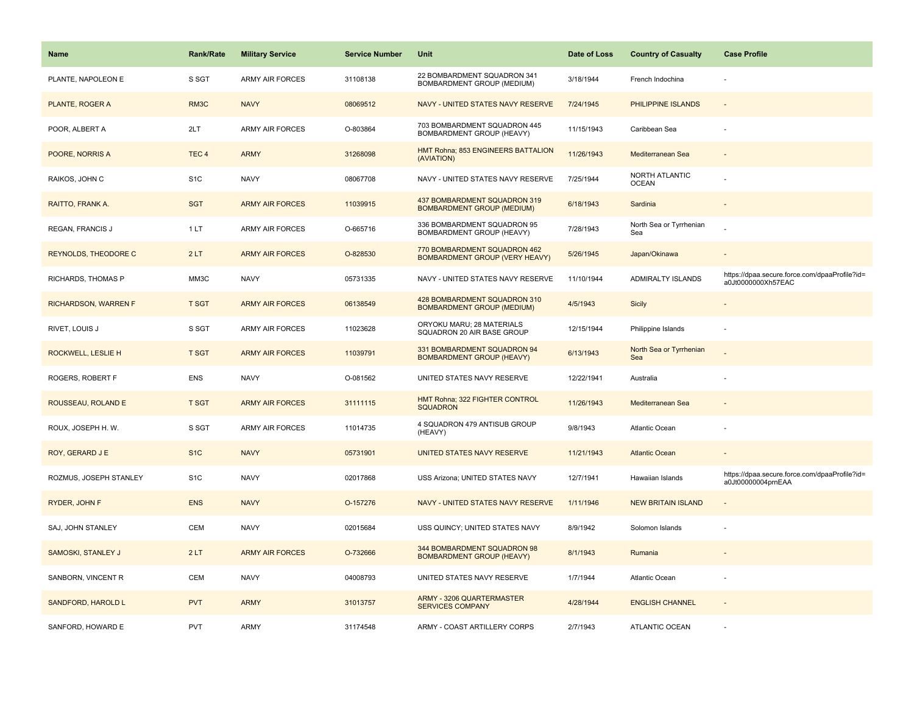| Name | Rank/Rate | Military Service | Service Number | Unit | Date of Loss | Country of Casualty | Case Profile |
|---|---|---|---|---|---|---|---|
| PLANTE, NAPOLEON E | S SGT | ARMY AIR FORCES | 31108138 | 22 BOMBARDMENT SQUADRON 341 BOMBARDMENT GROUP (MEDIUM) | 3/18/1944 | French Indochina | - |
| PLANTE, ROGER A | RM3C | NAVY | 08069512 | NAVY - UNITED STATES NAVY RESERVE | 7/24/1945 | PHILIPPINE ISLANDS | - |
| POOR, ALBERT A | 2LT | ARMY AIR FORCES | O-803864 | 703 BOMBARDMENT SQUADRON 445 BOMBARDMENT GROUP (HEAVY) | 11/15/1943 | Caribbean Sea | - |
| POORE, NORRIS A | TEC 4 | ARMY | 31268098 | HMT Rohna; 853 ENGINEERS BATTALION (AVIATION) | 11/26/1943 | Mediterranean Sea | - |
| RAIKOS, JOHN C | S1C | NAVY | 08067708 | NAVY - UNITED STATES NAVY RESERVE | 7/25/1944 | NORTH ATLANTIC OCEAN | - |
| RAITTO, FRANK A. | SGT | ARMY AIR FORCES | 11039915 | 437 BOMBARDMENT SQUADRON 319 BOMBARDMENT GROUP (MEDIUM) | 6/18/1943 | Sardinia | - |
| REGAN, FRANCIS J | 1 LT | ARMY AIR FORCES | O-665716 | 336 BOMBARDMENT SQUADRON 95 BOMBARDMENT GROUP (HEAVY) | 7/28/1943 | North Sea or Tyrrhenian Sea | - |
| REYNOLDS, THEODORE C | 2 LT | ARMY AIR FORCES | O-828530 | 770 BOMBARDMENT SQUADRON 462 BOMBARDMENT GROUP (VERY HEAVY) | 5/26/1945 | Japan/Okinawa | - |
| RICHARDS, THOMAS P | MM3C | NAVY | 05731335 | NAVY - UNITED STATES NAVY RESERVE | 11/10/1944 | ADMIRALTY ISLANDS | https://dpaa.secure.force.com/dpaaProfile?id=a0Jt0000000Xh57EAC |
| RICHARDSON, WARREN F | T SGT | ARMY AIR FORCES | 06138549 | 428 BOMBARDMENT SQUADRON 310 BOMBARDMENT GROUP (MEDIUM) | 4/5/1943 | Sicily | - |
| RIVET, LOUIS J | S SGT | ARMY AIR FORCES | 11023628 | ORYOKU MARU; 28 MATERIALS SQUADRON 20 AIR BASE GROUP | 12/15/1944 | Philippine Islands | - |
| ROCKWELL, LESLIE H | T SGT | ARMY AIR FORCES | 11039791 | 331 BOMBARDMENT SQUADRON 94 BOMBARDMENT GROUP (HEAVY) | 6/13/1943 | North Sea or Tyrrhenian Sea | - |
| ROGERS, ROBERT F | ENS | NAVY | O-081562 | UNITED STATES NAVY RESERVE | 12/22/1941 | Australia | - |
| ROUSSEAU, ROLAND E | T SGT | ARMY AIR FORCES | 31111115 | HMT Rohna; 322 FIGHTER CONTROL SQUADRON | 11/26/1943 | Mediterranean Sea | - |
| ROUX, JOSEPH H. W. | S SGT | ARMY AIR FORCES | 11014735 | 4 SQUADRON 479 ANTISUB GROUP (HEAVY) | 9/8/1943 | Atlantic Ocean | - |
| ROY, GERARD J E | S1C | NAVY | 05731901 | UNITED STATES NAVY RESERVE | 11/21/1943 | Atlantic Ocean | - |
| ROZMUS, JOSEPH STANLEY | S1C | NAVY | 02017868 | USS Arizona; UNITED STATES NAVY | 12/7/1941 | Hawaiian Islands | https://dpaa.secure.force.com/dpaaProfile?id=a0Jt00000004prnEAA |
| RYDER, JOHN F | ENS | NAVY | O-157276 | NAVY - UNITED STATES NAVY RESERVE | 1/11/1946 | NEW BRITAIN ISLAND | - |
| SAJ, JOHN STANLEY | CEM | NAVY | 02015684 | USS QUINCY; UNITED STATES NAVY | 8/9/1942 | Solomon Islands | - |
| SAMOSKI, STANLEY J | 2 LT | ARMY AIR FORCES | O-732666 | 344 BOMBARDMENT SQUADRON 98 BOMBARDMENT GROUP (HEAVY) | 8/1/1943 | Rumania | - |
| SANBORN, VINCENT R | CEM | NAVY | 04008793 | UNITED STATES NAVY RESERVE | 1/7/1944 | Atlantic Ocean | - |
| SANDFORD, HAROLD L | PVT | ARMY | 31013757 | ARMY - 3206 QUARTERMASTER SERVICES COMPANY | 4/28/1944 | ENGLISH CHANNEL | - |
| SANFORD, HOWARD E | PVT | ARMY | 31174548 | ARMY - COAST ARTILLERY CORPS | 2/7/1943 | ATLANTIC OCEAN | - |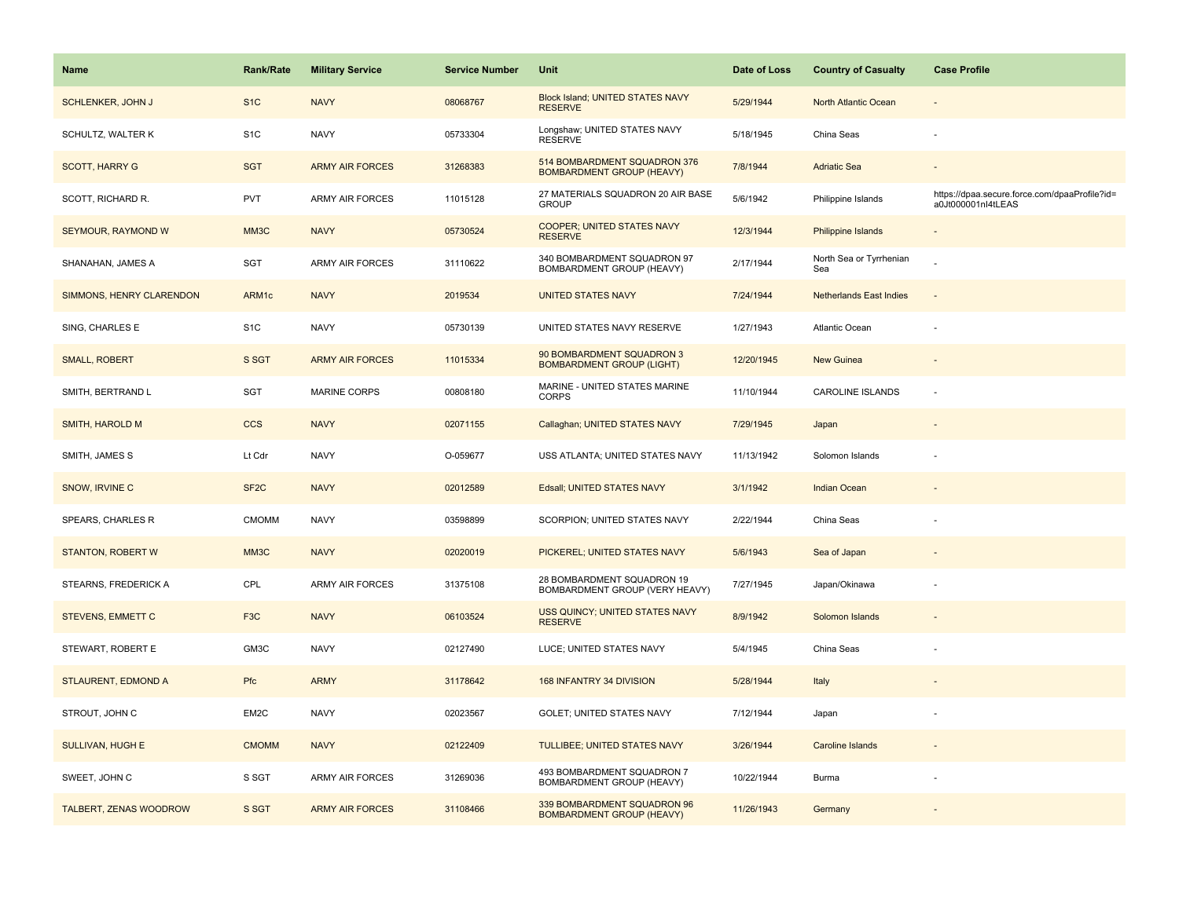| Name | Rank/Rate | Military Service | Service Number | Unit | Date of Loss | Country of Casualty | Case Profile |
|---|---|---|---|---|---|---|---|
| SCHLENKER, JOHN J | S1C | NAVY | 08068767 | Block Island; UNITED STATES NAVY RESERVE | 5/29/1944 | North Atlantic Ocean | - |
| SCHULTZ, WALTER K | S1C | NAVY | 05733304 | Longshaw; UNITED STATES NAVY RESERVE | 5/18/1945 | China Seas | - |
| SCOTT, HARRY G | SGT | ARMY AIR FORCES | 31268383 | 514 BOMBARDMENT SQUADRON 376 BOMBARDMENT GROUP (HEAVY) | 7/8/1944 | Adriatic Sea | - |
| SCOTT, RICHARD R. | PVT | ARMY AIR FORCES | 11015128 | 27 MATERIALS SQUADRON 20 AIR BASE GROUP | 5/6/1942 | Philippine Islands | https://dpaa.secure.force.com/dpaaProfile?id=a0Jt000001nl4tLEAS |
| SEYMOUR, RAYMOND W | MM3C | NAVY | 05730524 | COOPER; UNITED STATES NAVY RESERVE | 12/3/1944 | Philippine Islands | - |
| SHANAHAN, JAMES A | SGT | ARMY AIR FORCES | 31110622 | 340 BOMBARDMENT SQUADRON 97 BOMBARDMENT GROUP (HEAVY) | 2/17/1944 | North Sea or Tyrrhenian Sea | - |
| SIMMONS, HENRY CLARENDON | ARM1c | NAVY | 2019534 | UNITED STATES NAVY | 7/24/1944 | Netherlands East Indies | - |
| SING, CHARLES E | S1C | NAVY | 05730139 | UNITED STATES NAVY RESERVE | 1/27/1943 | Atlantic Ocean | - |
| SMALL, ROBERT | S SGT | ARMY AIR FORCES | 11015334 | 90 BOMBARDMENT SQUADRON 3 BOMBARDMENT GROUP (LIGHT) | 12/20/1945 | New Guinea | - |
| SMITH, BERTRAND L | SGT | MARINE CORPS | 00808180 | MARINE - UNITED STATES MARINE CORPS | 11/10/1944 | CAROLINE ISLANDS | - |
| SMITH, HAROLD M | CCS | NAVY | 02071155 | Callaghan; UNITED STATES NAVY | 7/29/1945 | Japan | - |
| SMITH, JAMES S | Lt Cdr | NAVY | O-059677 | USS ATLANTA; UNITED STATES NAVY | 11/13/1942 | Solomon Islands | - |
| SNOW, IRVINE C | SF2C | NAVY | 02012589 | Edsall; UNITED STATES NAVY | 3/1/1942 | Indian Ocean | - |
| SPEARS, CHARLES R | CMOMM | NAVY | 03598899 | SCORPION; UNITED STATES NAVY | 2/22/1944 | China Seas | - |
| STANTON, ROBERT W | MM3C | NAVY | 02020019 | PICKEREL; UNITED STATES NAVY | 5/6/1943 | Sea of Japan | - |
| STEARNS, FREDERICK A | CPL | ARMY AIR FORCES | 31375108 | 28 BOMBARDMENT SQUADRON 19 BOMBARDMENT GROUP (VERY HEAVY) | 7/27/1945 | Japan/Okinawa | - |
| STEVENS, EMMETT C | F3C | NAVY | 06103524 | USS QUINCY; UNITED STATES NAVY RESERVE | 8/9/1942 | Solomon Islands | - |
| STEWART, ROBERT E | GM3C | NAVY | 02127490 | LUCE; UNITED STATES NAVY | 5/4/1945 | China Seas | - |
| STLAURENT, EDMOND A | Pfc | ARMY | 31178642 | 168 INFANTRY 34 DIVISION | 5/28/1944 | Italy | - |
| STROUT, JOHN C | EM2C | NAVY | 02023567 | GOLET; UNITED STATES NAVY | 7/12/1944 | Japan | - |
| SULLIVAN, HUGH E | CMOMM | NAVY | 02122409 | TULLIBEE; UNITED STATES NAVY | 3/26/1944 | Caroline Islands | - |
| SWEET, JOHN C | S SGT | ARMY AIR FORCES | 31269036 | 493 BOMBARDMENT SQUADRON 7 BOMBARDMENT GROUP (HEAVY) | 10/22/1944 | Burma | - |
| TALBERT, ZENAS WOODROW | S SGT | ARMY AIR FORCES | 31108466 | 339 BOMBARDMENT SQUADRON 96 BOMBARDMENT GROUP (HEAVY) | 11/26/1943 | Germany | - |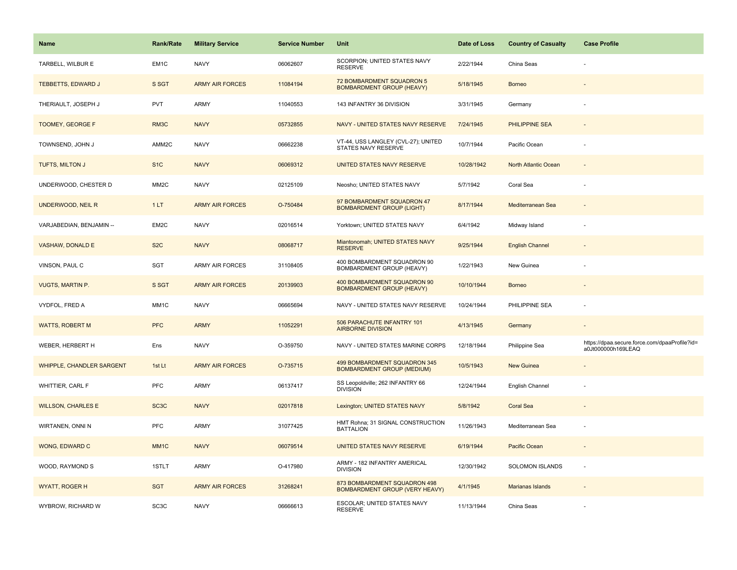| Name | Rank/Rate | Military Service | Service Number | Unit | Date of Loss | Country of Casualty | Case Profile |
|---|---|---|---|---|---|---|---|
| TARBELL, WILBUR E | EM1C | NAVY | 06062607 | SCORPION; UNITED STATES NAVY RESERVE | 2/22/1944 | China Seas | - |
| TEBBETTS, EDWARD J | S SGT | ARMY AIR FORCES | 11084194 | 72 BOMBARDMENT SQUADRON 5 BOMBARDMENT GROUP (HEAVY) | 5/18/1945 | Borneo | - |
| THERIAULT, JOSEPH J | PVT | ARMY | 11040553 | 143 INFANTRY 36 DIVISION | 3/31/1945 | Germany | - |
| TOOMEY, GEORGE F | RM3C | NAVY | 05732855 | NAVY - UNITED STATES NAVY RESERVE | 7/24/1945 | PHILIPPINE SEA | - |
| TOWNSEND, JOHN J | AMM2C | NAVY | 06662238 | VT-44, USS LANGLEY (CVL-27); UNITED STATES NAVY RESERVE | 10/7/1944 | Pacific Ocean | - |
| TUFTS, MILTON J | S1C | NAVY | 06069312 | UNITED STATES NAVY RESERVE | 10/28/1942 | North Atlantic Ocean | - |
| UNDERWOOD, CHESTER D | MM2C | NAVY | 02125109 | Neosho; UNITED STATES NAVY | 5/7/1942 | Coral Sea | - |
| UNDERWOOD, NEIL R | 1 LT | ARMY AIR FORCES | O-750484 | 97 BOMBARDMENT SQUADRON 47 BOMBARDMENT GROUP (LIGHT) | 8/17/1944 | Mediterranean Sea | - |
| VARJABEDIAN, BENJAMIN -- | EM2C | NAVY | 02016514 | Yorktown; UNITED STATES NAVY | 6/4/1942 | Midway Island | - |
| VASHAW, DONALD E | S2C | NAVY | 08068717 | Miantonomah; UNITED STATES NAVY RESERVE | 9/25/1944 | English Channel | - |
| VINSON, PAUL C | SGT | ARMY AIR FORCES | 31108405 | 400 BOMBARDMENT SQUADRON 90 BOMBARDMENT GROUP (HEAVY) | 1/22/1943 | New Guinea | - |
| VUGTS, MARTIN P. | S SGT | ARMY AIR FORCES | 20139903 | 400 BOMBARDMENT SQUADRON 90 BOMBARDMENT GROUP (HEAVY) | 10/10/1944 | Borneo | - |
| VYDFOL, FRED A | MM1C | NAVY | 06665694 | NAVY - UNITED STATES NAVY RESERVE | 10/24/1944 | PHILIPPINE SEA | - |
| WATTS, ROBERT M | PFC | ARMY | 11052291 | 506 PARACHUTE INFANTRY 101 AIRBORNE DIVISION | 4/13/1945 | Germany | - |
| WEBER, HERBERT H | Ens | NAVY | O-359750 | NAVY - UNITED STATES MARINE CORPS | 12/18/1944 | Philippine Sea | https://dpaa.secure.force.com/dpaaProfile?id=a0Jt000000h169LEAQ |
| WHIPPLE, CHANDLER SARGENT | 1st Lt | ARMY AIR FORCES | O-735715 | 499 BOMBARDMENT SQUADRON 345 BOMBARDMENT GROUP (MEDIUM) | 10/5/1943 | New Guinea | - |
| WHITTIER, CARL F | PFC | ARMY | 06137417 | SS Leopoldville; 262 INFANTRY 66 DIVISION | 12/24/1944 | English Channel | - |
| WILLSON, CHARLES E | SC3C | NAVY | 02017818 | Lexington; UNITED STATES NAVY | 5/8/1942 | Coral Sea | - |
| WIRTANEN, ONNI N | PFC | ARMY | 31077425 | HMT Rohna; 31 SIGNAL CONSTRUCTION BATTALION | 11/26/1943 | Mediterranean Sea | - |
| WONG, EDWARD C | MM1C | NAVY | 06079514 | UNITED STATES NAVY RESERVE | 6/19/1944 | Pacific Ocean | - |
| WOOD, RAYMOND S | 1STLT | ARMY | O-417980 | ARMY - 182 INFANTRY AMERICAL DIVISION | 12/30/1942 | SOLOMON ISLANDS | - |
| WYATT, ROGER H | SGT | ARMY AIR FORCES | 31268241 | 873 BOMBARDMENT SQUADRON 498 BOMBARDMENT GROUP (VERY HEAVY) | 4/1/1945 | Marianas Islands | - |
| WYBROW, RICHARD W | SC3C | NAVY | 06666613 | ESCOLAR; UNITED STATES NAVY RESERVE | 11/13/1944 | China Seas | - |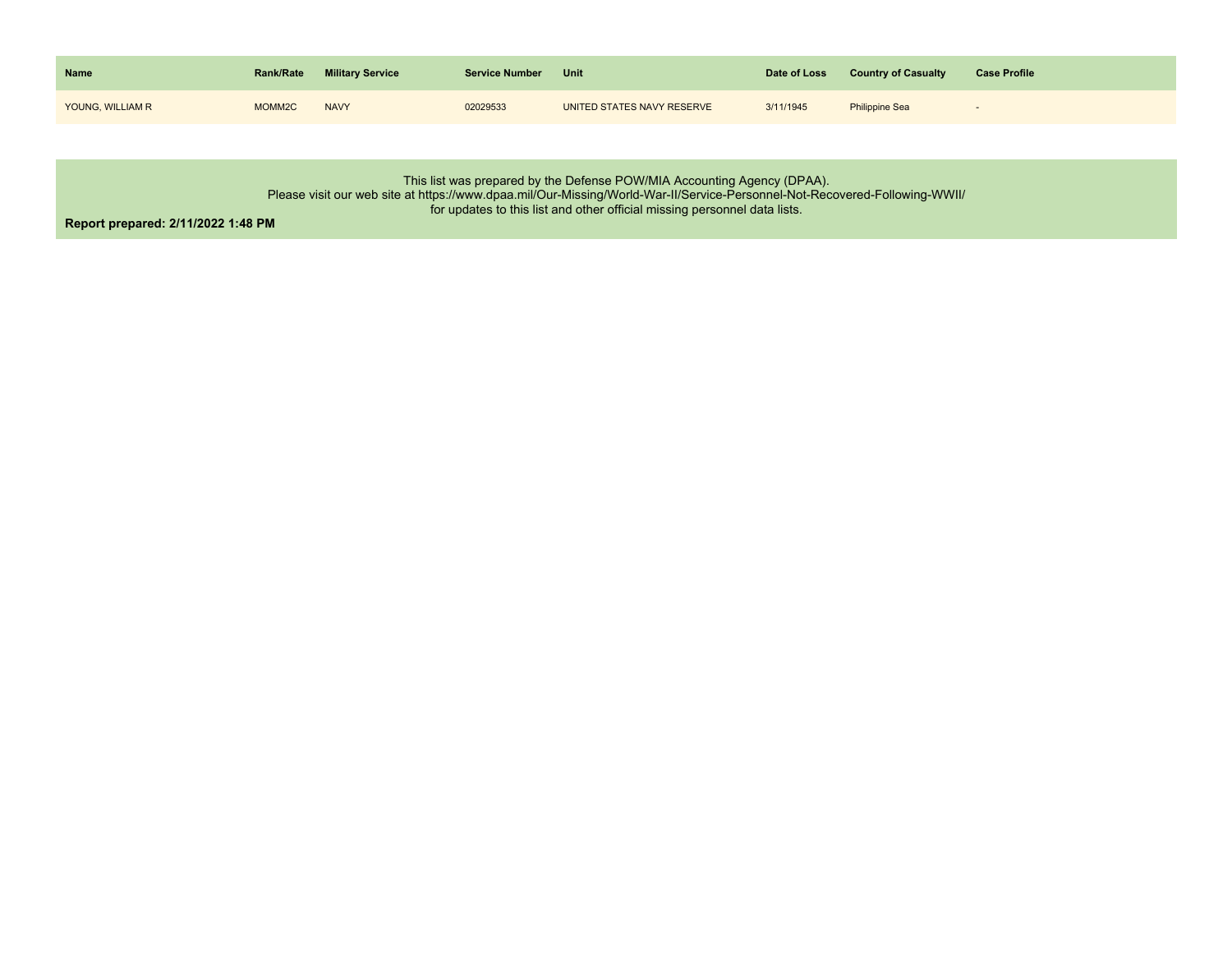| Name | Rank/Rate | Military Service | Service Number | Unit | Date of Loss | Country of Casualty | Case Profile |
|---|---|---|---|---|---|---|---|
| YOUNG, WILLIAM R | MOMM2C | NAVY | 02029533 | UNITED STATES NAVY RESERVE | 3/11/1945 | Philippine Sea | - |

This list was prepared by the Defense POW/MIA Accounting Agency (DPAA).
Please visit our web site at https://www.dpaa.mil/Our-Missing/World-War-II/Service-Personnel-Not-Recovered-Following-WWII/
for updates to this list and other official missing personnel data lists.

**Report prepared: 2/11/2022 1:48 PM**